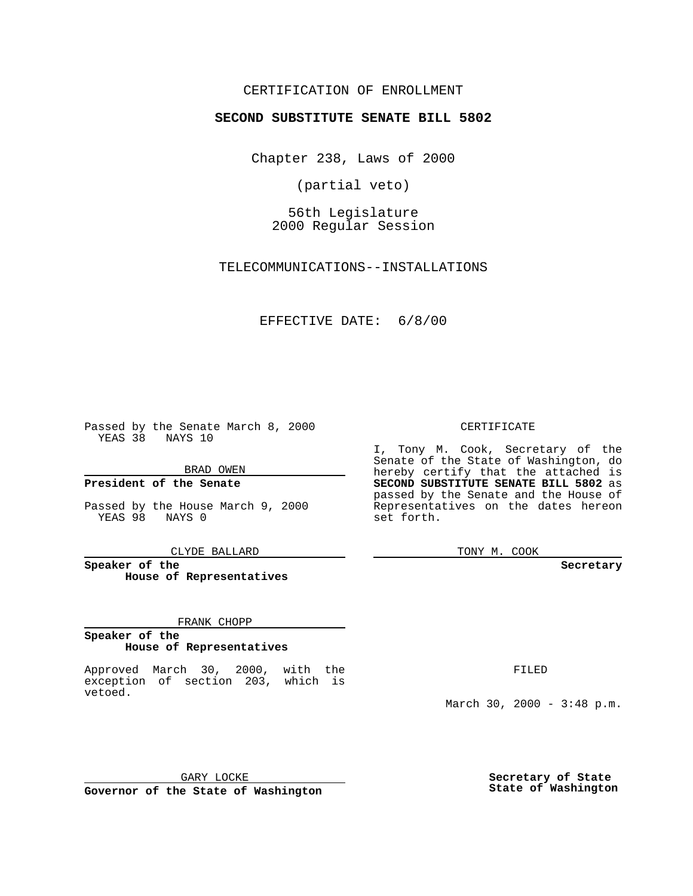CERTIFICATION OF ENROLLMENT

**SECOND SUBSTITUTE SENATE BILL 5802**

Chapter 238, Laws of 2000

(partial veto)

56th Legislature
2000 Regular Session

TELECOMMUNICATIONS--INSTALLATIONS

EFFECTIVE DATE: 6/8/00

Passed by the Senate March 8, 2000
YEAS 38 NAYS 10

BRAD OWEN

**President of the Senate**

Passed by the House March 9, 2000
YEAS 98 NAYS 0

CLYDE BALLARD

**Speaker of the House of Representatives**

FRANK CHOPP

**Speaker of the House of Representatives**

Approved March 30, 2000, with the exception of section 203, which is vetoed.

GARY LOCKE

**Governor of the State of Washington**

CERTIFICATE

I, Tony M. Cook, Secretary of the Senate of the State of Washington, do hereby certify that the attached is **SECOND SUBSTITUTE SENATE BILL 5802** as passed by the Senate and the House of Representatives on the dates hereon set forth.

TONY M. COOK

**Secretary**

FILED

March 30, 2000 - 3:48 p.m.

**Secretary of State**
**State of Washington**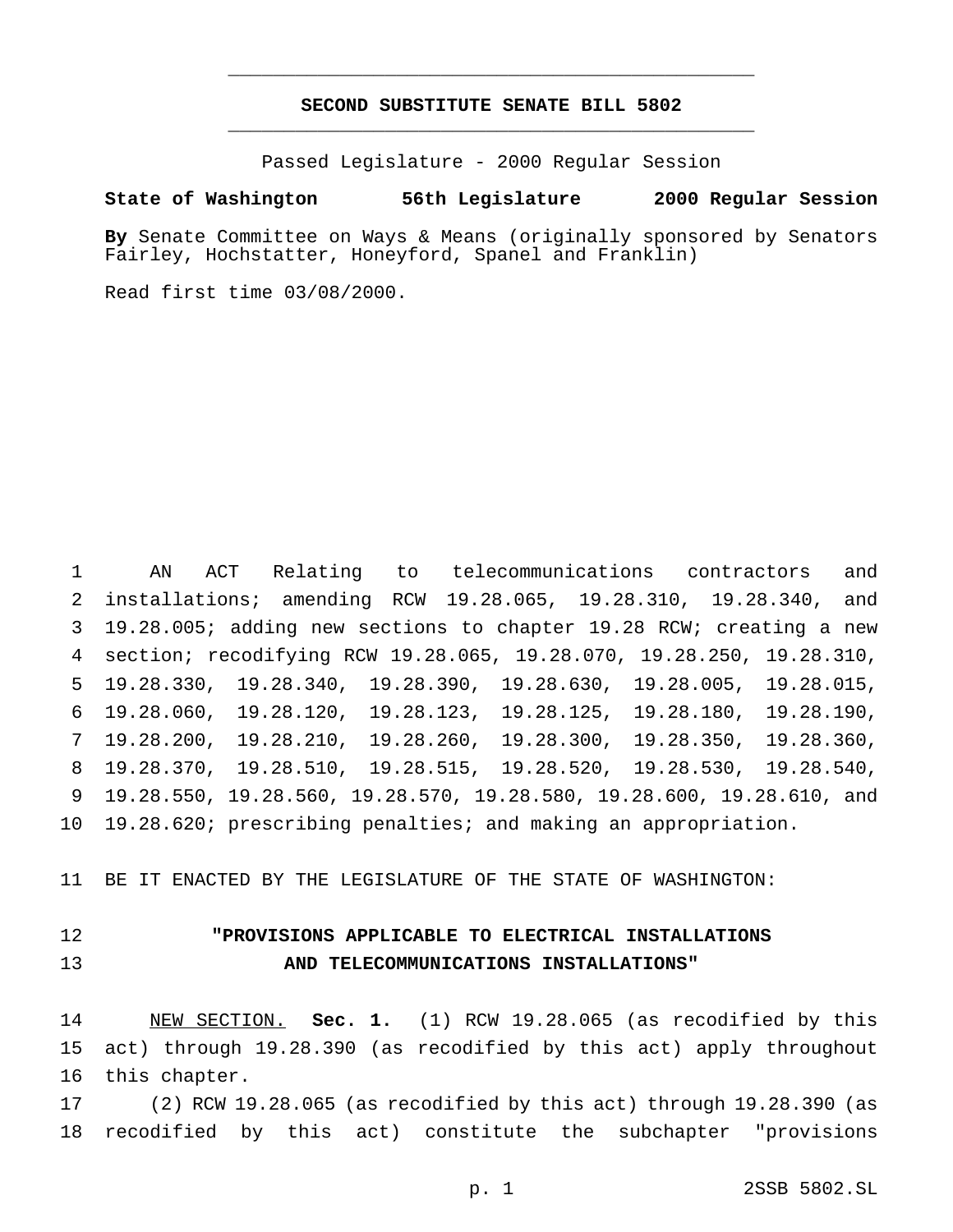# SECOND SUBSTITUTE SENATE BILL 5802

Passed Legislature - 2000 Regular Session

**State of Washington 56th Legislature 2000 Regular Session**

**By** Senate Committee on Ways & Means (originally sponsored by Senators Fairley, Hochstatter, Honeyford, Spanel and Franklin)

Read first time 03/08/2000.

AN ACT Relating to telecommunications contractors and installations; amending RCW 19.28.065, 19.28.310, 19.28.340, and 19.28.005; adding new sections to chapter 19.28 RCW; creating a new section; recodifying RCW 19.28.065, 19.28.070, 19.28.250, 19.28.310, 19.28.330, 19.28.340, 19.28.390, 19.28.630, 19.28.005, 19.28.015, 19.28.060, 19.28.120, 19.28.123, 19.28.125, 19.28.180, 19.28.190, 19.28.200, 19.28.210, 19.28.260, 19.28.300, 19.28.350, 19.28.360, 19.28.370, 19.28.510, 19.28.515, 19.28.520, 19.28.530, 19.28.540, 19.28.550, 19.28.560, 19.28.570, 19.28.580, 19.28.600, 19.28.610, and 19.28.620; prescribing penalties; and making an appropriation.

BE IT ENACTED BY THE LEGISLATURE OF THE STATE OF WASHINGTON:

## "PROVISIONS APPLICABLE TO ELECTRICAL INSTALLATIONS AND TELECOMMUNICATIONS INSTALLATIONS"

NEW SECTION. **Sec. 1.** (1) RCW 19.28.065 (as recodified by this act) through 19.28.390 (as recodified by this act) apply throughout this chapter.

(2) RCW 19.28.065 (as recodified by this act) through 19.28.390 (as recodified by this act) constitute the subchapter "provisions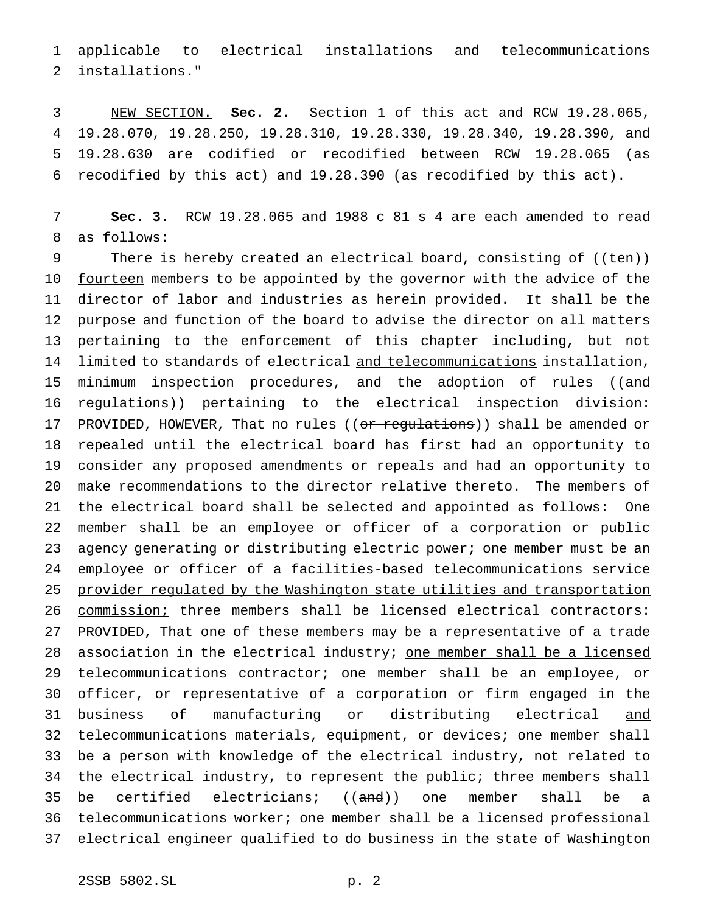applicable to electrical installations and telecommunications installations."

NEW SECTION. **Sec. 2.** Section 1 of this act and RCW 19.28.065, 19.28.070, 19.28.250, 19.28.310, 19.28.330, 19.28.340, 19.28.390, and 19.28.630 are codified or recodified between RCW 19.28.065 (as recodified by this act) and 19.28.390 (as recodified by this act).

**Sec. 3.** RCW 19.28.065 and 1988 c 81 s 4 are each amended to read as follows:

There is hereby created an electrical board, consisting of ((~~ten~~)) fourteen members to be appointed by the governor with the advice of the director of labor and industries as herein provided. It shall be the purpose and function of the board to advise the director on all matters pertaining to the enforcement of this chapter including, but not limited to standards of electrical and telecommunications installation, minimum inspection procedures, and the adoption of rules ((~~and regulations~~)) pertaining to the electrical inspection division: PROVIDED, HOWEVER, That no rules ((~~or regulations~~)) shall be amended or repealed until the electrical board has first had an opportunity to consider any proposed amendments or repeals and had an opportunity to make recommendations to the director relative thereto. The members of the electrical board shall be selected and appointed as follows: One member shall be an employee or officer of a corporation or public agency generating or distributing electric power; one member must be an employee or officer of a facilities-based telecommunications service provider regulated by the Washington state utilities and transportation commission; three members shall be licensed electrical contractors: PROVIDED, That one of these members may be a representative of a trade association in the electrical industry; one member shall be a licensed telecommunications contractor; one member shall be an employee, or officer, or representative of a corporation or firm engaged in the business of manufacturing or distributing electrical and telecommunications materials, equipment, or devices; one member shall be a person with knowledge of the electrical industry, not related to the electrical industry, to represent the public; three members shall be certified electricians; ((~~and~~)) one member shall be a telecommunications worker; one member shall be a licensed professional electrical engineer qualified to do business in the state of Washington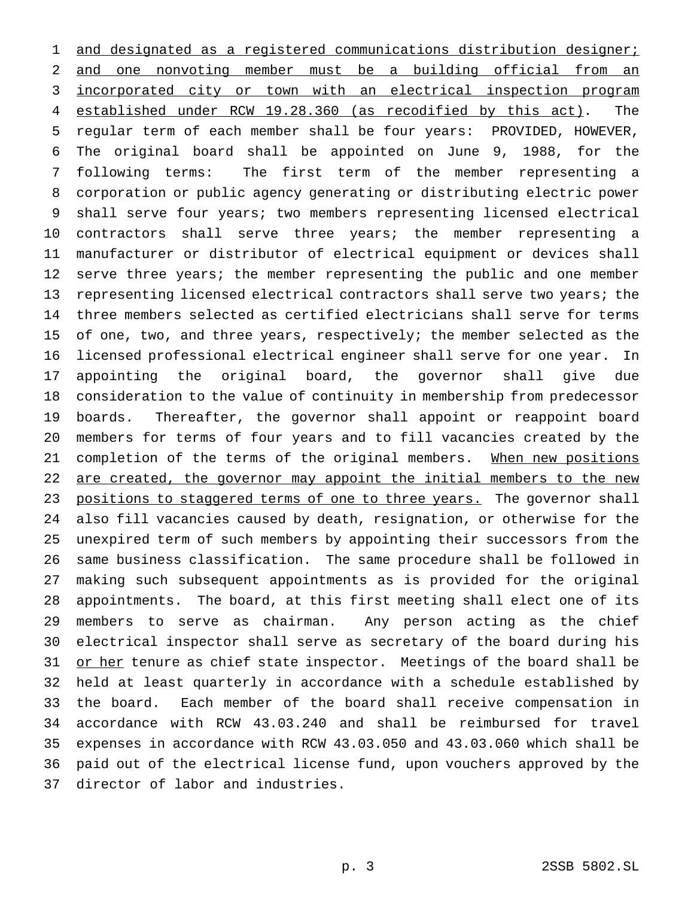and designated as a registered communications distribution designer; and one nonvoting member must be a building official from an incorporated city or town with an electrical inspection program established under RCW 19.28.360 (as recodified by this act). The regular term of each member shall be four years: PROVIDED, HOWEVER, The original board shall be appointed on June 9, 1988, for the following terms: The first term of the member representing a corporation or public agency generating or distributing electric power shall serve four years; two members representing licensed electrical contractors shall serve three years; the member representing a manufacturer or distributor of electrical equipment or devices shall serve three years; the member representing the public and one member representing licensed electrical contractors shall serve two years; the three members selected as certified electricians shall serve for terms of one, two, and three years, respectively; the member selected as the licensed professional electrical engineer shall serve for one year. In appointing the original board, the governor shall give due consideration to the value of continuity in membership from predecessor boards. Thereafter, the governor shall appoint or reappoint board members for terms of four years and to fill vacancies created by the completion of the terms of the original members. When new positions are created, the governor may appoint the initial members to the new positions to staggered terms of one to three years. The governor shall also fill vacancies caused by death, resignation, or otherwise for the unexpired term of such members by appointing their successors from the same business classification. The same procedure shall be followed in making such subsequent appointments as is provided for the original appointments. The board, at this first meeting shall elect one of its members to serve as chairman. Any person acting as the chief electrical inspector shall serve as secretary of the board during his or her tenure as chief state inspector. Meetings of the board shall be held at least quarterly in accordance with a schedule established by the board. Each member of the board shall receive compensation in accordance with RCW 43.03.240 and shall be reimbursed for travel expenses in accordance with RCW 43.03.050 and 43.03.060 which shall be paid out of the electrical license fund, upon vouchers approved by the director of labor and industries.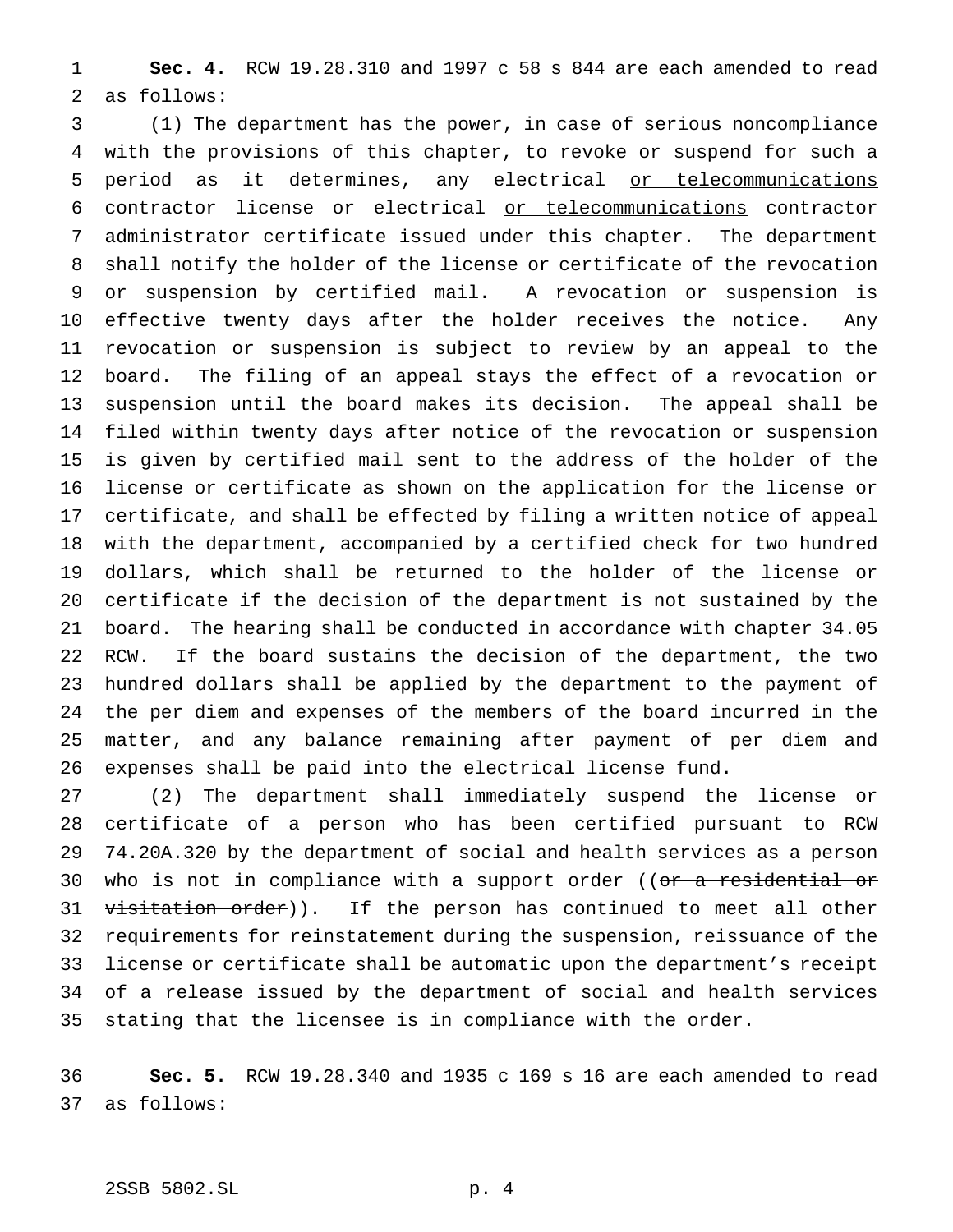**Sec. 4.** RCW 19.28.310 and 1997 c 58 s 844 are each amended to read as follows:

(1) The department has the power, in case of serious noncompliance with the provisions of this chapter, to revoke or suspend for such a period as it determines, any electrical <u>or telecommunications</u> contractor license or electrical <u>or telecommunications</u> contractor administrator certificate issued under this chapter. The department shall notify the holder of the license or certificate of the revocation or suspension by certified mail. A revocation or suspension is effective twenty days after the holder receives the notice. Any revocation or suspension is subject to review by an appeal to the board. The filing of an appeal stays the effect of a revocation or suspension until the board makes its decision. The appeal shall be filed within twenty days after notice of the revocation or suspension is given by certified mail sent to the address of the holder of the license or certificate as shown on the application for the license or certificate, and shall be effected by filing a written notice of appeal with the department, accompanied by a certified check for two hundred dollars, which shall be returned to the holder of the license or certificate if the decision of the department is not sustained by the board. The hearing shall be conducted in accordance with chapter 34.05 RCW. If the board sustains the decision of the department, the two hundred dollars shall be applied by the department to the payment of the per diem and expenses of the members of the board incurred in the matter, and any balance remaining after payment of per diem and expenses shall be paid into the electrical license fund.

(2) The department shall immediately suspend the license or certificate of a person who has been certified pursuant to RCW 74.20A.320 by the department of social and health services as a person who is not in compliance with a support order ((~~or a residential or visitation order~~)). If the person has continued to meet all other requirements for reinstatement during the suspension, reissuance of the license or certificate shall be automatic upon the department's receipt of a release issued by the department of social and health services stating that the licensee is in compliance with the order.

**Sec. 5.** RCW 19.28.340 and 1935 c 169 s 16 are each amended to read as follows: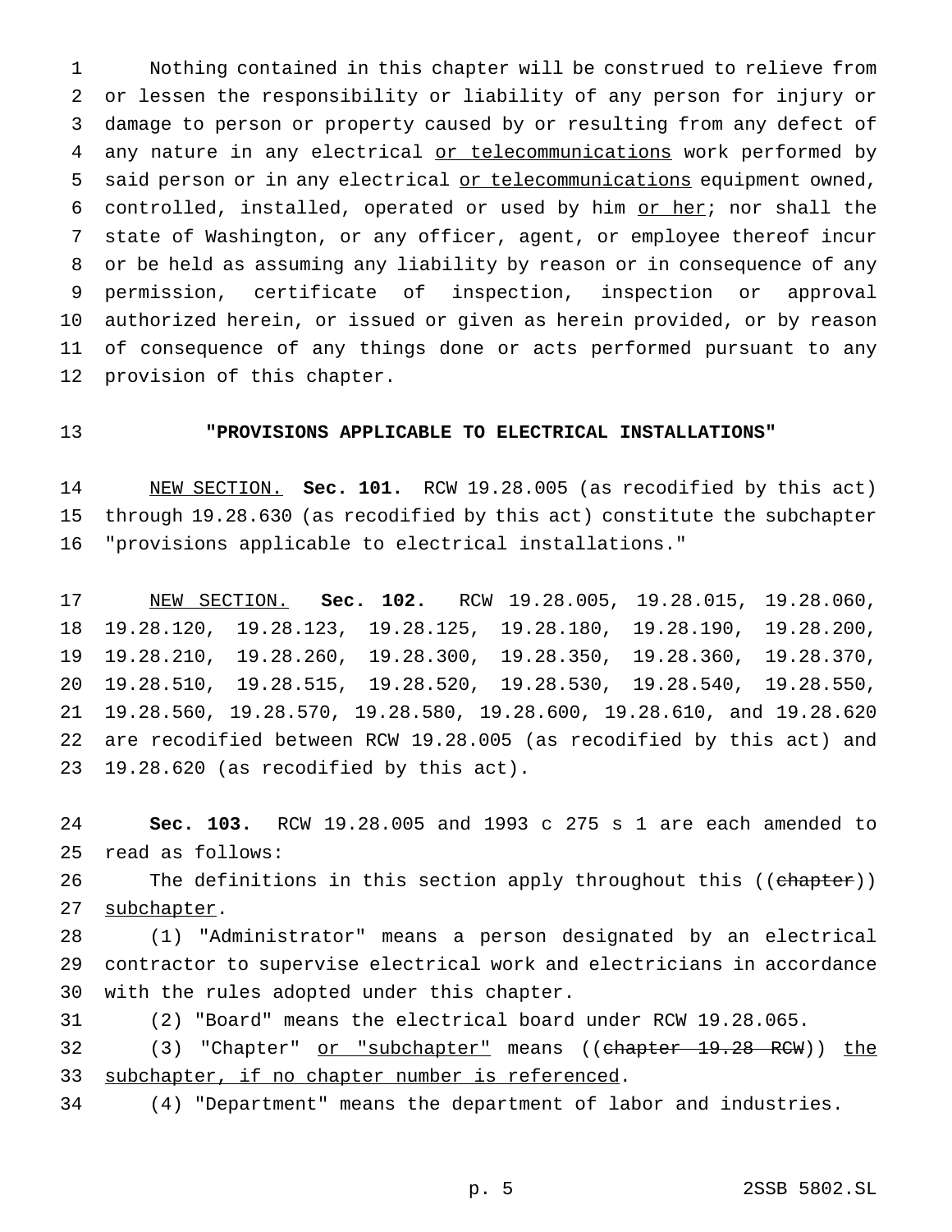Nothing contained in this chapter will be construed to relieve from or lessen the responsibility or liability of any person for injury or damage to person or property caused by or resulting from any defect of any nature in any electrical <u>or telecommunications</u> work performed by said person or in any electrical <u>or telecommunications</u> equipment owned, controlled, installed, operated or used by him <u>or her</u>; nor shall the state of Washington, or any officer, agent, or employee thereof incur or be held as assuming any liability by reason or in consequence of any permission, certificate of inspection, inspection or approval authorized herein, or issued or given as herein provided, or by reason of consequence of any things done or acts performed pursuant to any provision of this chapter.

**"PROVISIONS APPLICABLE TO ELECTRICAL INSTALLATIONS"**

<u>NEW SECTION.</u> **Sec. 101.** RCW 19.28.005 (as recodified by this act) through 19.28.630 (as recodified by this act) constitute the subchapter "provisions applicable to electrical installations."

<u>NEW SECTION.</u> **Sec. 102.** RCW 19.28.005, 19.28.015, 19.28.060, 19.28.120, 19.28.123, 19.28.125, 19.28.180, 19.28.190, 19.28.200, 19.28.210, 19.28.260, 19.28.300, 19.28.350, 19.28.360, 19.28.370, 19.28.510, 19.28.515, 19.28.520, 19.28.530, 19.28.540, 19.28.550, 19.28.560, 19.28.570, 19.28.580, 19.28.600, 19.28.610, and 19.28.620 are recodified between RCW 19.28.005 (as recodified by this act) and 19.28.620 (as recodified by this act).

**Sec. 103.** RCW 19.28.005 and 1993 c 275 s 1 are each amended to read as follows:

The definitions in this section apply throughout this ((~~chapter~~)) <u>subchapter</u>.

(1) "Administrator" means a person designated by an electrical contractor to supervise electrical work and electricians in accordance with the rules adopted under this chapter.

(2) "Board" means the electrical board under RCW 19.28.065.

(3) "Chapter" <u>or "subchapter"</u> means ((~~chapter 19.28 RCW~~)) <u>the subchapter, if no chapter number is referenced</u>.

(4) "Department" means the department of labor and industries.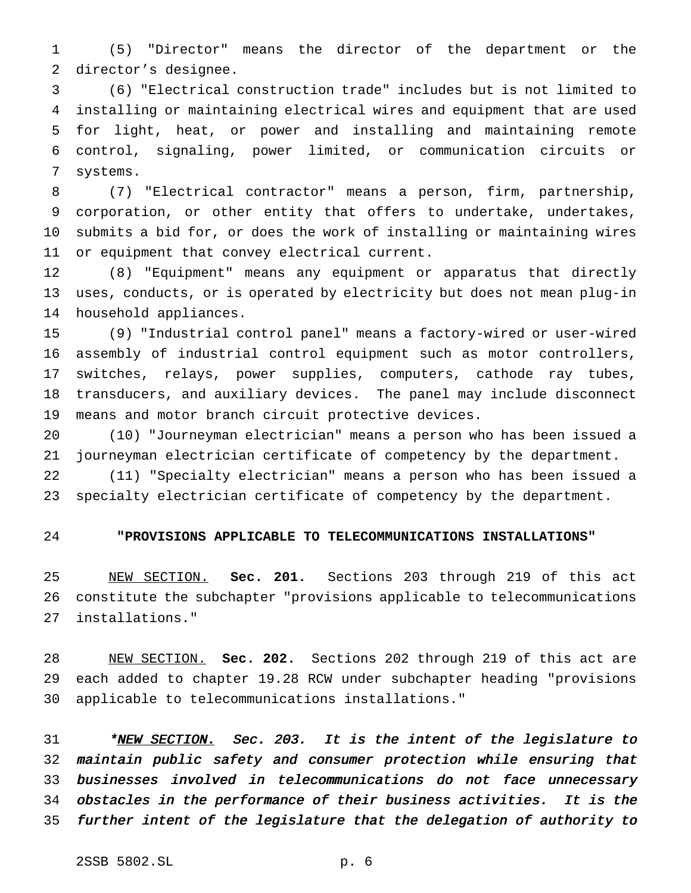(5) "Director" means the director of the department or the director's designee.

(6) "Electrical construction trade" includes but is not limited to installing or maintaining electrical wires and equipment that are used for light, heat, or power and installing and maintaining remote control, signaling, power limited, or communication circuits or systems.

(7) "Electrical contractor" means a person, firm, partnership, corporation, or other entity that offers to undertake, undertakes, submits a bid for, or does the work of installing or maintaining wires or equipment that convey electrical current.

(8) "Equipment" means any equipment or apparatus that directly uses, conducts, or is operated by electricity but does not mean plug-in household appliances.

(9) "Industrial control panel" means a factory-wired or user-wired assembly of industrial control equipment such as motor controllers, switches, relays, power supplies, computers, cathode ray tubes, transducers, and auxiliary devices. The panel may include disconnect means and motor branch circuit protective devices.

(10) "Journeyman electrician" means a person who has been issued a journeyman electrician certificate of competency by the department.

(11) "Specialty electrician" means a person who has been issued a specialty electrician certificate of competency by the department.

**"PROVISIONS APPLICABLE TO TELECOMMUNICATIONS INSTALLATIONS"**

NEW SECTION. **Sec. 201.** Sections 203 through 219 of this act constitute the subchapter "provisions applicable to telecommunications installations."

NEW SECTION. **Sec. 202.** Sections 202 through 219 of this act are each added to chapter 19.28 RCW under subchapter heading "provisions applicable to telecommunications installations."

*\*NEW SECTION. Sec. 203. It is the intent of the legislature to maintain public safety and consumer protection while ensuring that businesses involved in telecommunications do not face unnecessary obstacles in the performance of their business activities. It is the further intent of the legislature that the delegation of authority to*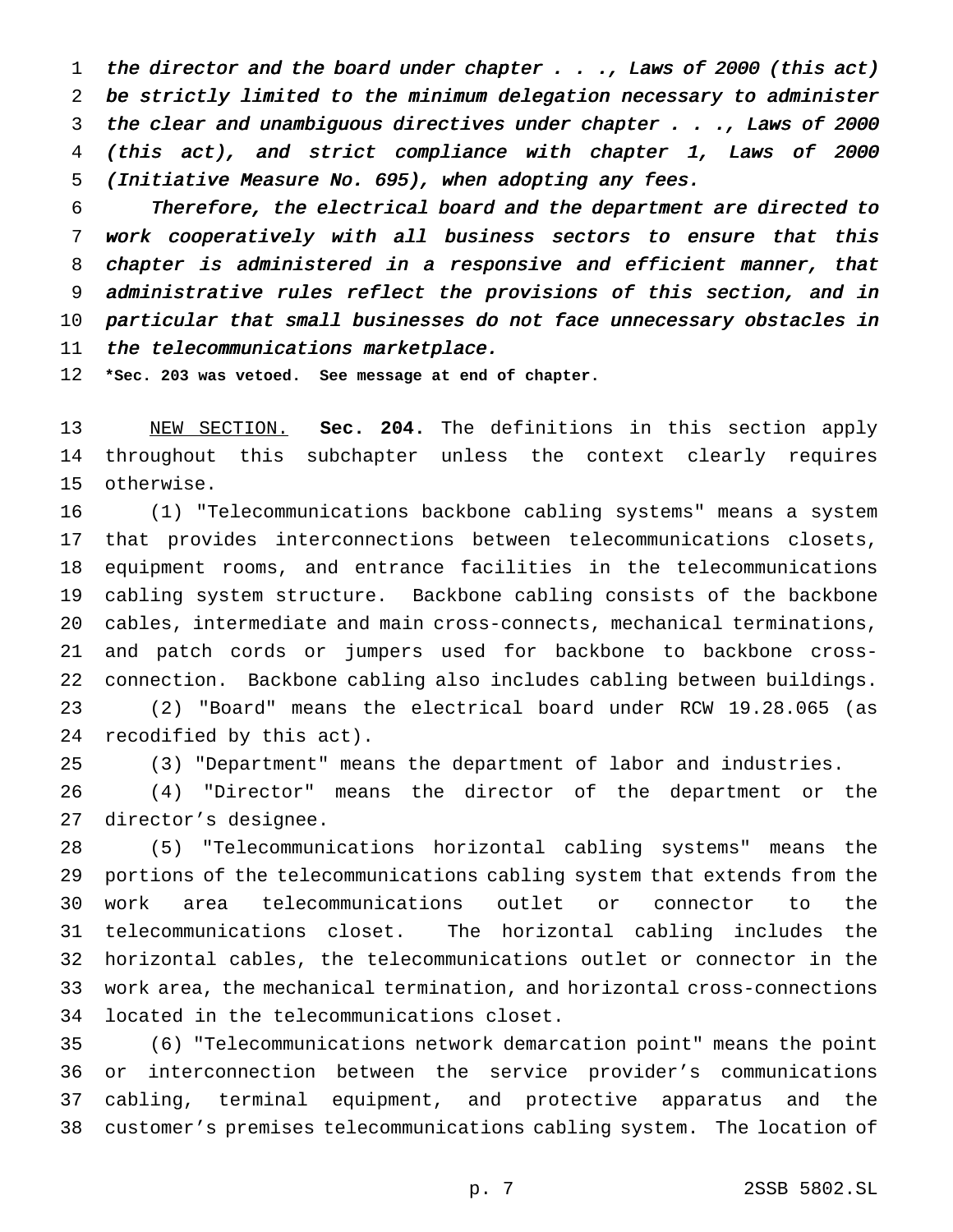*the director and the board under chapter . . ., Laws of 2000 (this act) be strictly limited to the minimum delegation necessary to administer the clear and unambiguous directives under chapter . . ., Laws of 2000 (this act), and strict compliance with chapter 1, Laws of 2000 (Initiative Measure No. 695), when adopting any fees.*

*Therefore, the electrical board and the department are directed to work cooperatively with all business sectors to ensure that this chapter is administered in a responsive and efficient manner, that administrative rules reflect the provisions of this section, and in particular that small businesses do not face unnecessary obstacles in the telecommunications marketplace.*

**\*Sec. 203 was vetoed. See message at end of chapter.**

NEW SECTION. **Sec. 204.** The definitions in this section apply throughout this subchapter unless the context clearly requires otherwise.

(1) "Telecommunications backbone cabling systems" means a system that provides interconnections between telecommunications closets, equipment rooms, and entrance facilities in the telecommunications cabling system structure. Backbone cabling consists of the backbone cables, intermediate and main cross-connects, mechanical terminations, and patch cords or jumpers used for backbone to backbone cross-connection. Backbone cabling also includes cabling between buildings.

(2) "Board" means the electrical board under RCW 19.28.065 (as recodified by this act).

(3) "Department" means the department of labor and industries.

(4) "Director" means the director of the department or the director's designee.

(5) "Telecommunications horizontal cabling systems" means the portions of the telecommunications cabling system that extends from the work area telecommunications outlet or connector to the telecommunications closet. The horizontal cabling includes the horizontal cables, the telecommunications outlet or connector in the work area, the mechanical termination, and horizontal cross-connections located in the telecommunications closet.

(6) "Telecommunications network demarcation point" means the point or interconnection between the service provider's communications cabling, terminal equipment, and protective apparatus and the customer's premises telecommunications cabling system. The location of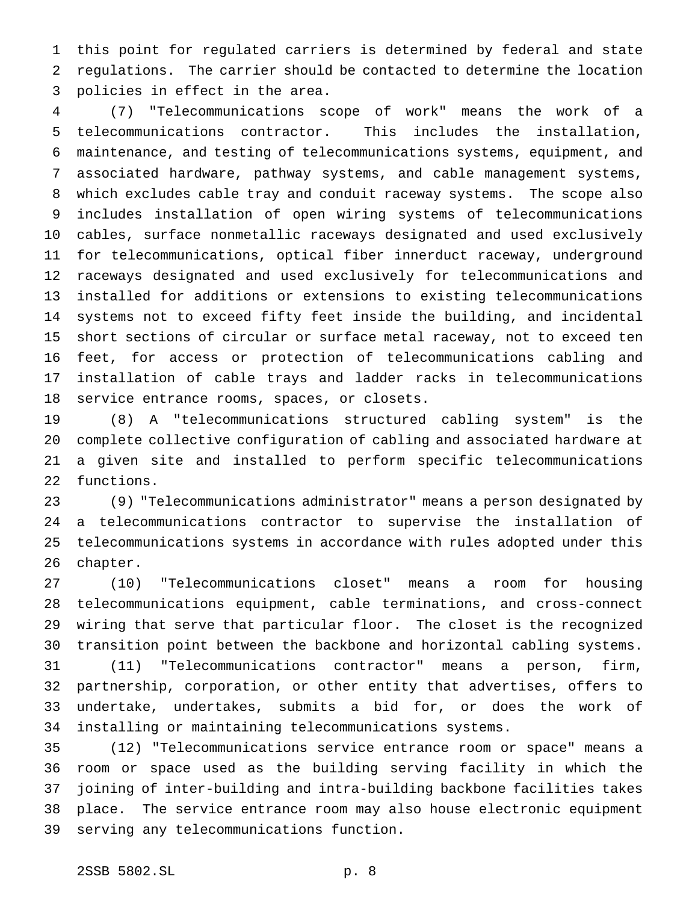this point for regulated carriers is determined by federal and state regulations. The carrier should be contacted to determine the location policies in effect in the area.

(7) "Telecommunications scope of work" means the work of a telecommunications contractor. This includes the installation, maintenance, and testing of telecommunications systems, equipment, and associated hardware, pathway systems, and cable management systems, which excludes cable tray and conduit raceway systems. The scope also includes installation of open wiring systems of telecommunications cables, surface nonmetallic raceways designated and used exclusively for telecommunications, optical fiber innerduct raceway, underground raceways designated and used exclusively for telecommunications and installed for additions or extensions to existing telecommunications systems not to exceed fifty feet inside the building, and incidental short sections of circular or surface metal raceway, not to exceed ten feet, for access or protection of telecommunications cabling and installation of cable trays and ladder racks in telecommunications service entrance rooms, spaces, or closets.

(8) A "telecommunications structured cabling system" is the complete collective configuration of cabling and associated hardware at a given site and installed to perform specific telecommunications functions.

(9) "Telecommunications administrator" means a person designated by a telecommunications contractor to supervise the installation of telecommunications systems in accordance with rules adopted under this chapter.

(10) "Telecommunications closet" means a room for housing telecommunications equipment, cable terminations, and cross-connect wiring that serve that particular floor. The closet is the recognized transition point between the backbone and horizontal cabling systems.

(11) "Telecommunications contractor" means a person, firm, partnership, corporation, or other entity that advertises, offers to undertake, undertakes, submits a bid for, or does the work of installing or maintaining telecommunications systems.

(12) "Telecommunications service entrance room or space" means a room or space used as the building serving facility in which the joining of inter-building and intra-building backbone facilities takes place. The service entrance room may also house electronic equipment serving any telecommunications function.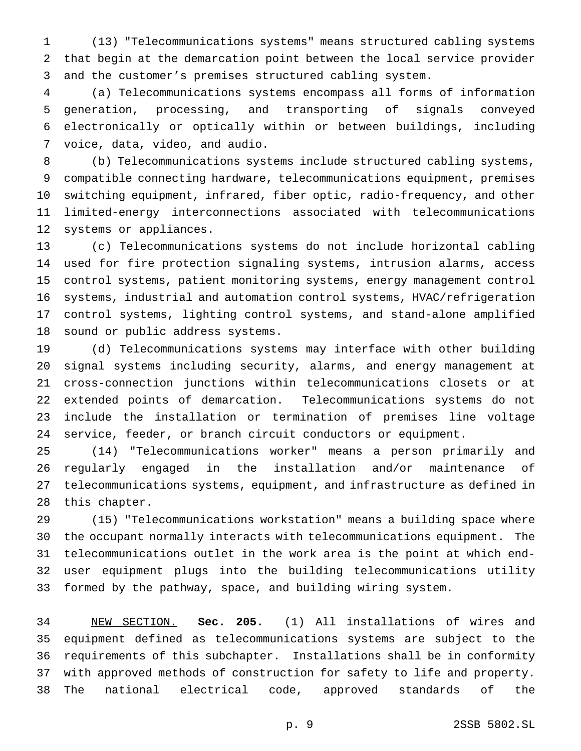(13) "Telecommunications systems" means structured cabling systems that begin at the demarcation point between the local service provider and the customer's premises structured cabling system.

(a) Telecommunications systems encompass all forms of information generation, processing, and transporting of signals conveyed electronically or optically within or between buildings, including voice, data, video, and audio.

(b) Telecommunications systems include structured cabling systems, compatible connecting hardware, telecommunications equipment, premises switching equipment, infrared, fiber optic, radio-frequency, and other limited-energy interconnections associated with telecommunications systems or appliances.

(c) Telecommunications systems do not include horizontal cabling used for fire protection signaling systems, intrusion alarms, access control systems, patient monitoring systems, energy management control systems, industrial and automation control systems, HVAC/refrigeration control systems, lighting control systems, and stand-alone amplified sound or public address systems.

(d) Telecommunications systems may interface with other building signal systems including security, alarms, and energy management at cross-connection junctions within telecommunications closets or at extended points of demarcation. Telecommunications systems do not include the installation or termination of premises line voltage service, feeder, or branch circuit conductors or equipment.

(14) "Telecommunications worker" means a person primarily and regularly engaged in the installation and/or maintenance of telecommunications systems, equipment, and infrastructure as defined in this chapter.

(15) "Telecommunications workstation" means a building space where the occupant normally interacts with telecommunications equipment. The telecommunications outlet in the work area is the point at which end-user equipment plugs into the building telecommunications utility formed by the pathway, space, and building wiring system.

NEW SECTION. **Sec. 205.** (1) All installations of wires and equipment defined as telecommunications systems are subject to the requirements of this subchapter. Installations shall be in conformity with approved methods of construction for safety to life and property. The national electrical code, approved standards of the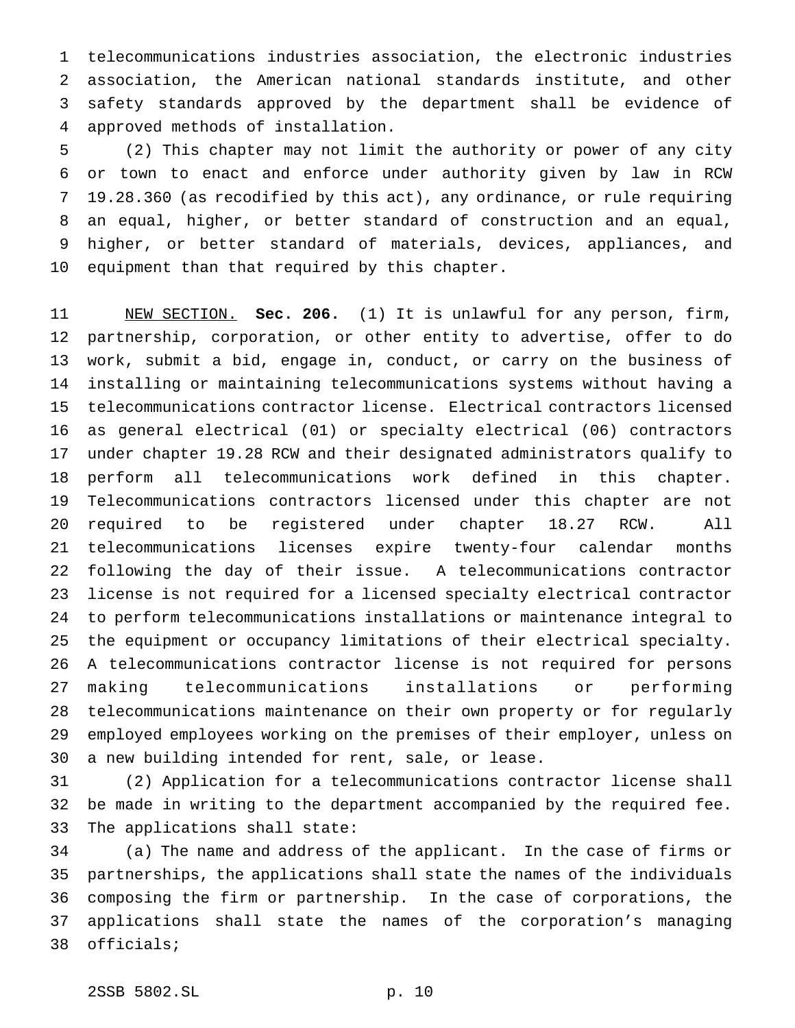telecommunications industries association, the electronic industries association, the American national standards institute, and other safety standards approved by the department shall be evidence of approved methods of installation.

(2) This chapter may not limit the authority or power of any city or town to enact and enforce under authority given by law in RCW 19.28.360 (as recodified by this act), any ordinance, or rule requiring an equal, higher, or better standard of construction and an equal, higher, or better standard of materials, devices, appliances, and equipment than that required by this chapter.

NEW SECTION. **Sec. 206.** (1) It is unlawful for any person, firm, partnership, corporation, or other entity to advertise, offer to do work, submit a bid, engage in, conduct, or carry on the business of installing or maintaining telecommunications systems without having a telecommunications contractor license. Electrical contractors licensed as general electrical (01) or specialty electrical (06) contractors under chapter 19.28 RCW and their designated administrators qualify to perform all telecommunications work defined in this chapter. Telecommunications contractors licensed under this chapter are not required to be registered under chapter 18.27 RCW. All telecommunications licenses expire twenty-four calendar months following the day of their issue. A telecommunications contractor license is not required for a licensed specialty electrical contractor to perform telecommunications installations or maintenance integral to the equipment or occupancy limitations of their electrical specialty. A telecommunications contractor license is not required for persons making telecommunications installations or performing telecommunications maintenance on their own property or for regularly employed employees working on the premises of their employer, unless on a new building intended for rent, sale, or lease.

(2) Application for a telecommunications contractor license shall be made in writing to the department accompanied by the required fee. The applications shall state:

(a) The name and address of the applicant. In the case of firms or partnerships, the applications shall state the names of the individuals composing the firm or partnership. In the case of corporations, the applications shall state the names of the corporation's managing officials;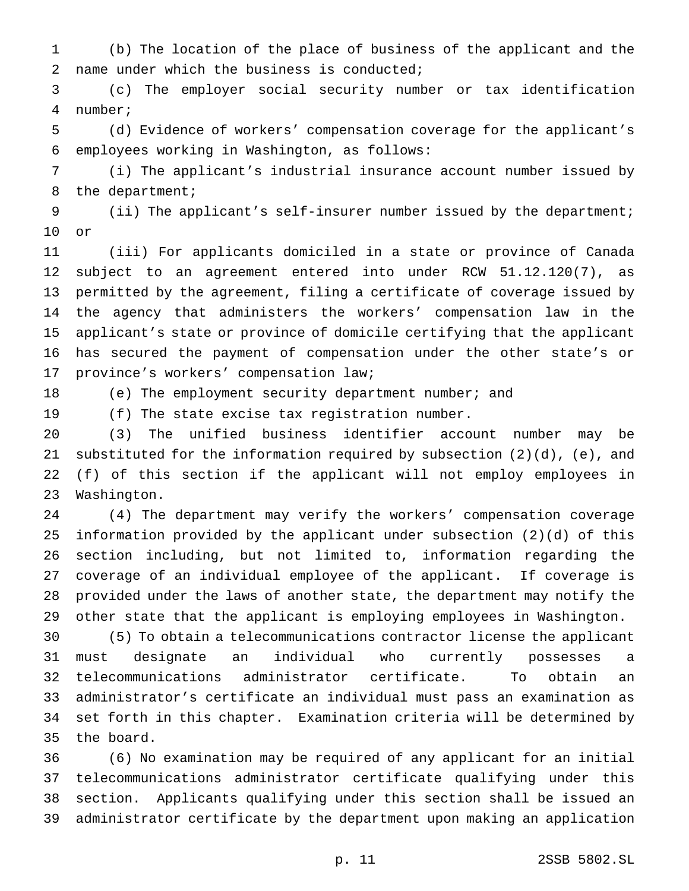(b) The location of the place of business of the applicant and the name under which the business is conducted;

(c) The employer social security number or tax identification number;

(d) Evidence of workers' compensation coverage for the applicant's employees working in Washington, as follows:

(i) The applicant's industrial insurance account number issued by the department;

(ii) The applicant's self-insurer number issued by the department; or

(iii) For applicants domiciled in a state or province of Canada subject to an agreement entered into under RCW 51.12.120(7), as permitted by the agreement, filing a certificate of coverage issued by the agency that administers the workers' compensation law in the applicant's state or province of domicile certifying that the applicant has secured the payment of compensation under the other state's or province's workers' compensation law;

(e) The employment security department number; and

(f) The state excise tax registration number.

(3) The unified business identifier account number may be substituted for the information required by subsection (2)(d), (e), and (f) of this section if the applicant will not employ employees in Washington.

(4) The department may verify the workers' compensation coverage information provided by the applicant under subsection (2)(d) of this section including, but not limited to, information regarding the coverage of an individual employee of the applicant. If coverage is provided under the laws of another state, the department may notify the other state that the applicant is employing employees in Washington.

(5) To obtain a telecommunications contractor license the applicant must designate an individual who currently possesses a telecommunications administrator certificate. To obtain an administrator's certificate an individual must pass an examination as set forth in this chapter. Examination criteria will be determined by the board.

(6) No examination may be required of any applicant for an initial telecommunications administrator certificate qualifying under this section. Applicants qualifying under this section shall be issued an administrator certificate by the department upon making an application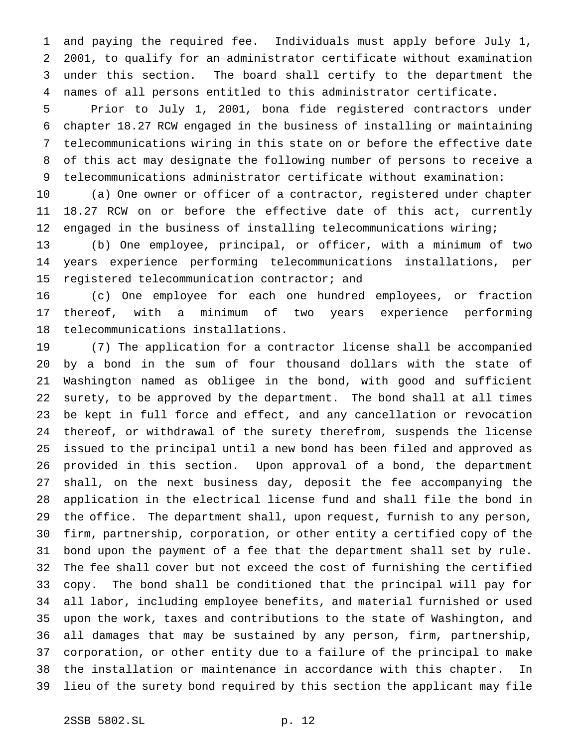and paying the required fee. Individuals must apply before July 1, 2001, to qualify for an administrator certificate without examination under this section. The board shall certify to the department the names of all persons entitled to this administrator certificate.

Prior to July 1, 2001, bona fide registered contractors under chapter 18.27 RCW engaged in the business of installing or maintaining telecommunications wiring in this state on or before the effective date of this act may designate the following number of persons to receive a telecommunications administrator certificate without examination:

(a) One owner or officer of a contractor, registered under chapter 18.27 RCW on or before the effective date of this act, currently engaged in the business of installing telecommunications wiring;

(b) One employee, principal, or officer, with a minimum of two years experience performing telecommunications installations, per registered telecommunication contractor; and

(c) One employee for each one hundred employees, or fraction thereof, with a minimum of two years experience performing telecommunications installations.

(7) The application for a contractor license shall be accompanied by a bond in the sum of four thousand dollars with the state of Washington named as obligee in the bond, with good and sufficient surety, to be approved by the department. The bond shall at all times be kept in full force and effect, and any cancellation or revocation thereof, or withdrawal of the surety therefrom, suspends the license issued to the principal until a new bond has been filed and approved as provided in this section. Upon approval of a bond, the department shall, on the next business day, deposit the fee accompanying the application in the electrical license fund and shall file the bond in the office. The department shall, upon request, furnish to any person, firm, partnership, corporation, or other entity a certified copy of the bond upon the payment of a fee that the department shall set by rule. The fee shall cover but not exceed the cost of furnishing the certified copy. The bond shall be conditioned that the principal will pay for all labor, including employee benefits, and material furnished or used upon the work, taxes and contributions to the state of Washington, and all damages that may be sustained by any person, firm, partnership, corporation, or other entity due to a failure of the principal to make the installation or maintenance in accordance with this chapter. In lieu of the surety bond required by this section the applicant may file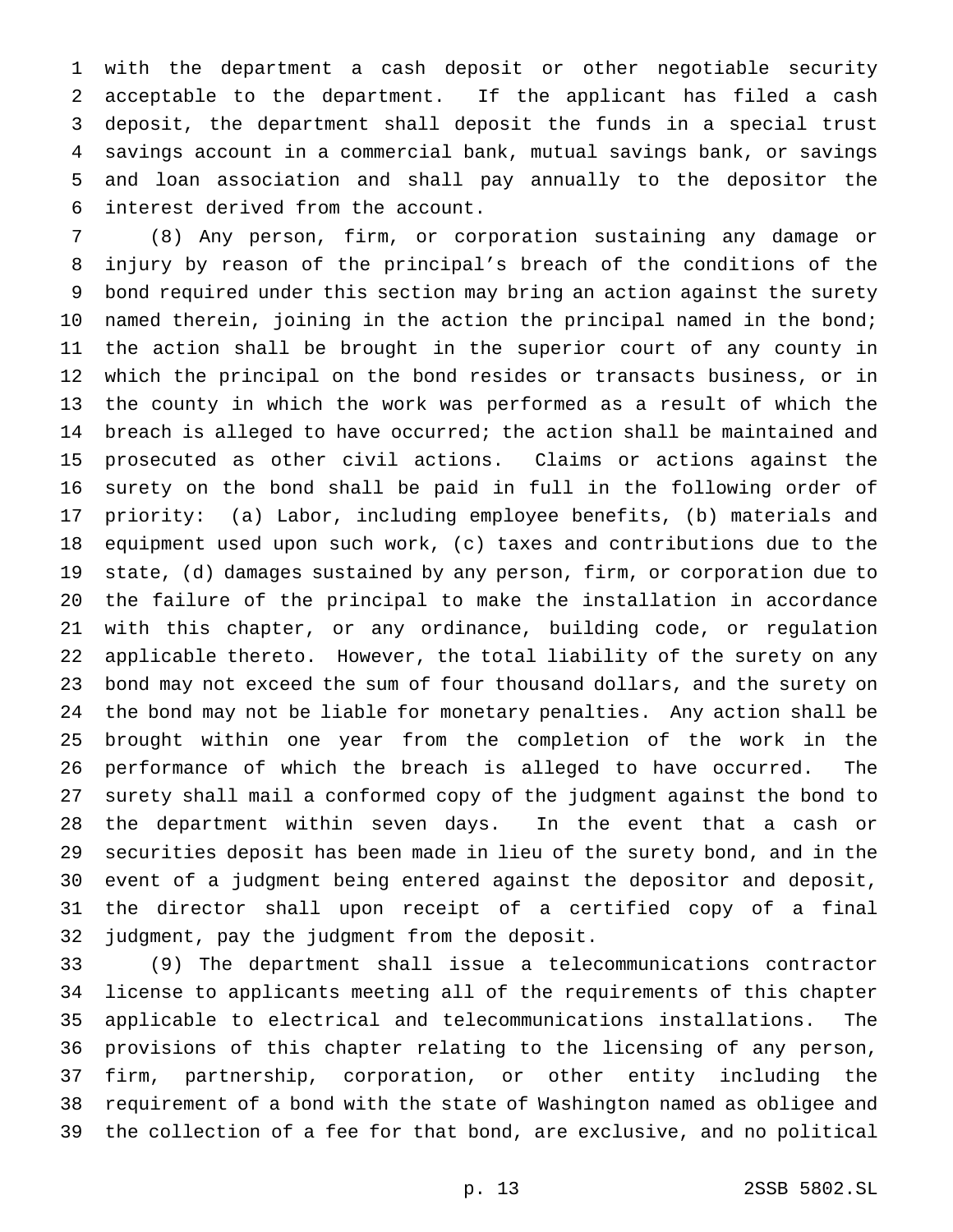with the department a cash deposit or other negotiable security acceptable to the department. If the applicant has filed a cash deposit, the department shall deposit the funds in a special trust savings account in a commercial bank, mutual savings bank, or savings and loan association and shall pay annually to the depositor the interest derived from the account.

(8) Any person, firm, or corporation sustaining any damage or injury by reason of the principal's breach of the conditions of the bond required under this section may bring an action against the surety named therein, joining in the action the principal named in the bond; the action shall be brought in the superior court of any county in which the principal on the bond resides or transacts business, or in the county in which the work was performed as a result of which the breach is alleged to have occurred; the action shall be maintained and prosecuted as other civil actions. Claims or actions against the surety on the bond shall be paid in full in the following order of priority: (a) Labor, including employee benefits, (b) materials and equipment used upon such work, (c) taxes and contributions due to the state, (d) damages sustained by any person, firm, or corporation due to the failure of the principal to make the installation in accordance with this chapter, or any ordinance, building code, or regulation applicable thereto. However, the total liability of the surety on any bond may not exceed the sum of four thousand dollars, and the surety on the bond may not be liable for monetary penalties. Any action shall be brought within one year from the completion of the work in the performance of which the breach is alleged to have occurred. The surety shall mail a conformed copy of the judgment against the bond to the department within seven days. In the event that a cash or securities deposit has been made in lieu of the surety bond, and in the event of a judgment being entered against the depositor and deposit, the director shall upon receipt of a certified copy of a final judgment, pay the judgment from the deposit.

(9) The department shall issue a telecommunications contractor license to applicants meeting all of the requirements of this chapter applicable to electrical and telecommunications installations. The provisions of this chapter relating to the licensing of any person, firm, partnership, corporation, or other entity including the requirement of a bond with the state of Washington named as obligee and the collection of a fee for that bond, are exclusive, and no political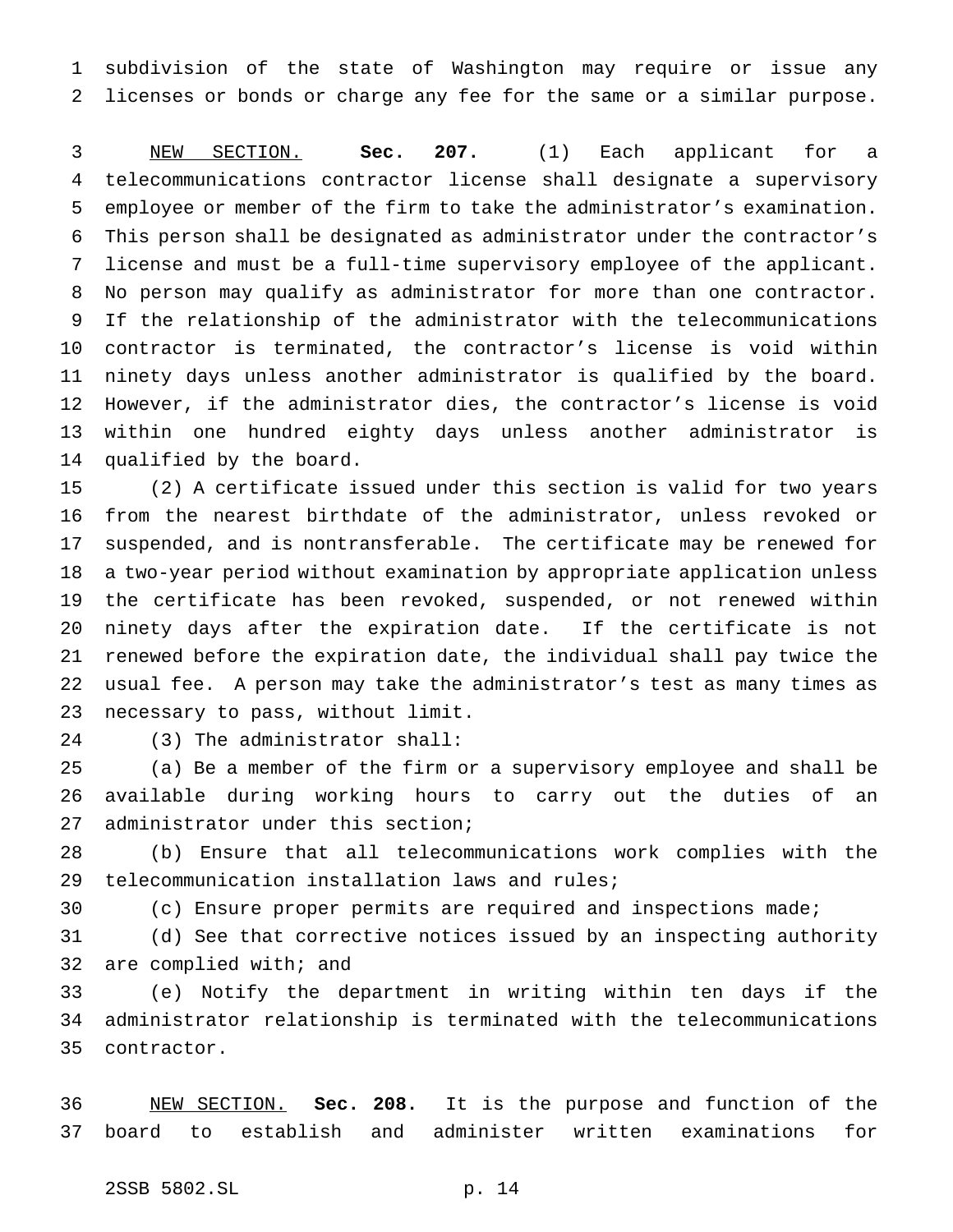subdivision of the state of Washington may require or issue any licenses or bonds or charge any fee for the same or a similar purpose.

NEW SECTION. **Sec. 207.** (1) Each applicant for a telecommunications contractor license shall designate a supervisory employee or member of the firm to take the administrator's examination. This person shall be designated as administrator under the contractor's license and must be a full-time supervisory employee of the applicant. No person may qualify as administrator for more than one contractor. If the relationship of the administrator with the telecommunications contractor is terminated, the contractor's license is void within ninety days unless another administrator is qualified by the board. However, if the administrator dies, the contractor's license is void within one hundred eighty days unless another administrator is qualified by the board.

(2) A certificate issued under this section is valid for two years from the nearest birthdate of the administrator, unless revoked or suspended, and is nontransferable. The certificate may be renewed for a two-year period without examination by appropriate application unless the certificate has been revoked, suspended, or not renewed within ninety days after the expiration date. If the certificate is not renewed before the expiration date, the individual shall pay twice the usual fee. A person may take the administrator's test as many times as necessary to pass, without limit.

(3) The administrator shall:

(a) Be a member of the firm or a supervisory employee and shall be available during working hours to carry out the duties of an administrator under this section;

(b) Ensure that all telecommunications work complies with the telecommunication installation laws and rules;

(c) Ensure proper permits are required and inspections made;

(d) See that corrective notices issued by an inspecting authority are complied with; and

(e) Notify the department in writing within ten days if the administrator relationship is terminated with the telecommunications contractor.

NEW SECTION. **Sec. 208.** It is the purpose and function of the board to establish and administer written examinations for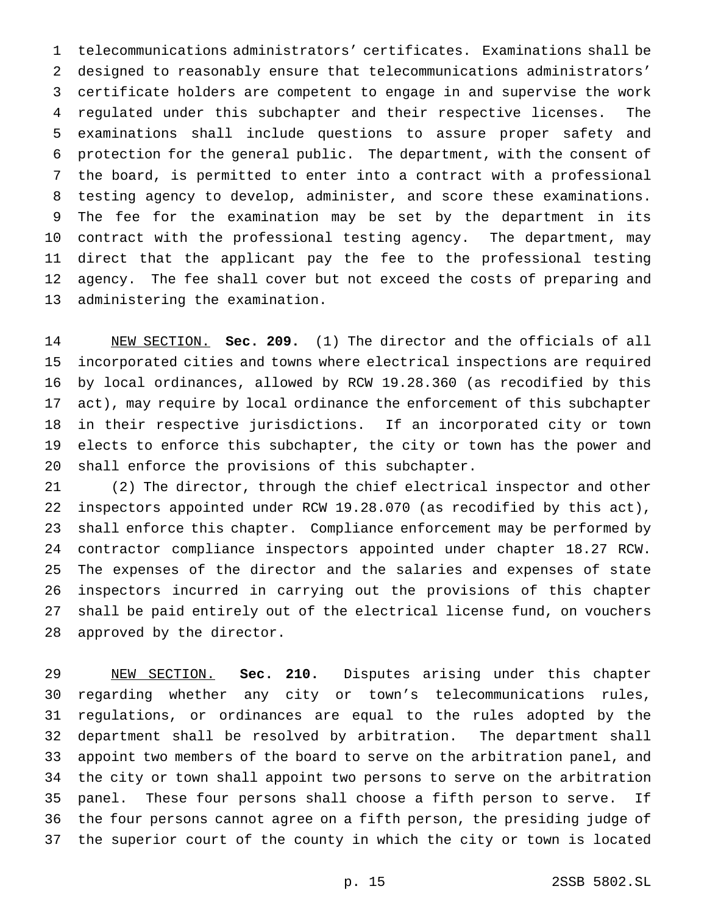telecommunications administrators' certificates. Examinations shall be designed to reasonably ensure that telecommunications administrators' certificate holders are competent to engage in and supervise the work regulated under this subchapter and their respective licenses. The examinations shall include questions to assure proper safety and protection for the general public. The department, with the consent of the board, is permitted to enter into a contract with a professional testing agency to develop, administer, and score these examinations. The fee for the examination may be set by the department in its contract with the professional testing agency. The department, may direct that the applicant pay the fee to the professional testing agency. The fee shall cover but not exceed the costs of preparing and administering the examination.

NEW SECTION. **Sec. 209.** (1) The director and the officials of all incorporated cities and towns where electrical inspections are required by local ordinances, allowed by RCW 19.28.360 (as recodified by this act), may require by local ordinance the enforcement of this subchapter in their respective jurisdictions. If an incorporated city or town elects to enforce this subchapter, the city or town has the power and shall enforce the provisions of this subchapter.

(2) The director, through the chief electrical inspector and other inspectors appointed under RCW 19.28.070 (as recodified by this act), shall enforce this chapter. Compliance enforcement may be performed by contractor compliance inspectors appointed under chapter 18.27 RCW. The expenses of the director and the salaries and expenses of state inspectors incurred in carrying out the provisions of this chapter shall be paid entirely out of the electrical license fund, on vouchers approved by the director.

NEW SECTION. **Sec. 210.** Disputes arising under this chapter regarding whether any city or town's telecommunications rules, regulations, or ordinances are equal to the rules adopted by the department shall be resolved by arbitration. The department shall appoint two members of the board to serve on the arbitration panel, and the city or town shall appoint two persons to serve on the arbitration panel. These four persons shall choose a fifth person to serve. If the four persons cannot agree on a fifth person, the presiding judge of the superior court of the county in which the city or town is located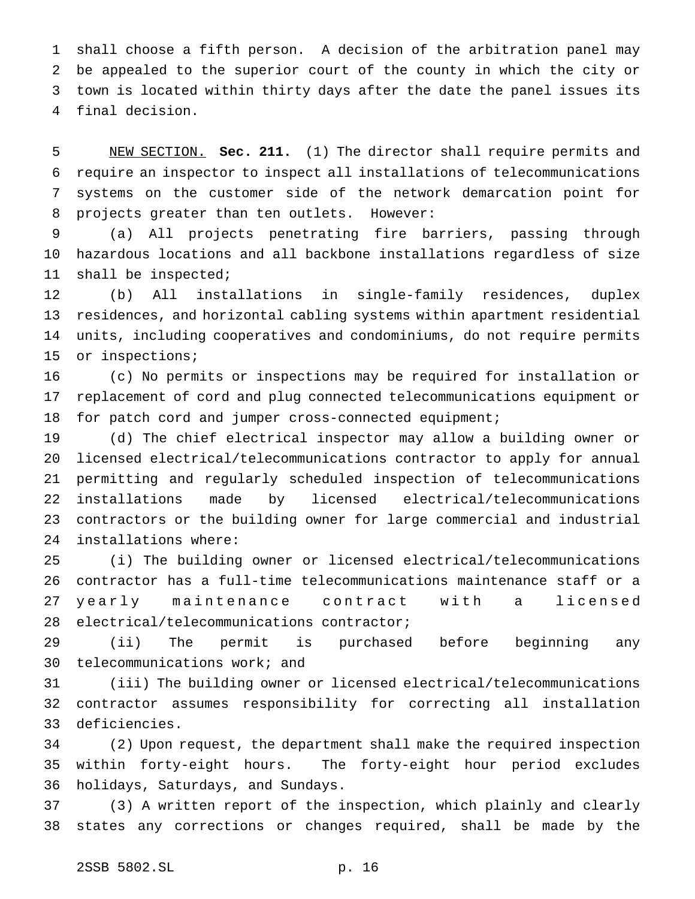shall choose a fifth person. A decision of the arbitration panel may be appealed to the superior court of the county in which the city or town is located within thirty days after the date the panel issues its final decision.

NEW SECTION. **Sec. 211.** (1) The director shall require permits and require an inspector to inspect all installations of telecommunications systems on the customer side of the network demarcation point for projects greater than ten outlets. However:

(a) All projects penetrating fire barriers, passing through hazardous locations and all backbone installations regardless of size shall be inspected;

(b) All installations in single-family residences, duplex residences, and horizontal cabling systems within apartment residential units, including cooperatives and condominiums, do not require permits or inspections;

(c) No permits or inspections may be required for installation or replacement of cord and plug connected telecommunications equipment or for patch cord and jumper cross-connected equipment;

(d) The chief electrical inspector may allow a building owner or licensed electrical/telecommunications contractor to apply for annual permitting and regularly scheduled inspection of telecommunications installations made by licensed electrical/telecommunications contractors or the building owner for large commercial and industrial installations where:

(i) The building owner or licensed electrical/telecommunications contractor has a full-time telecommunications maintenance staff or a yearly maintenance contract with a licensed electrical/telecommunications contractor;

(ii) The permit is purchased before beginning any telecommunications work; and

(iii) The building owner or licensed electrical/telecommunications contractor assumes responsibility for correcting all installation deficiencies.

(2) Upon request, the department shall make the required inspection within forty-eight hours. The forty-eight hour period excludes holidays, Saturdays, and Sundays.

(3) A written report of the inspection, which plainly and clearly states any corrections or changes required, shall be made by the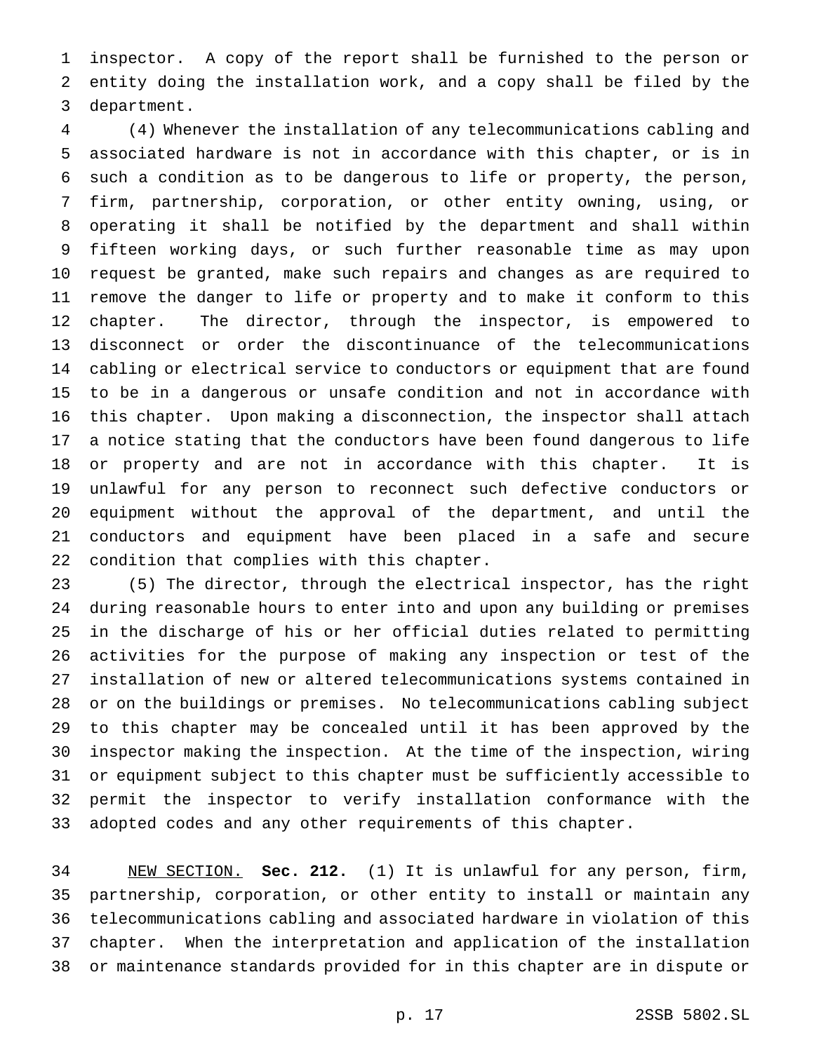inspector. A copy of the report shall be furnished to the person or entity doing the installation work, and a copy shall be filed by the department.

(4) Whenever the installation of any telecommunications cabling and associated hardware is not in accordance with this chapter, or is in such a condition as to be dangerous to life or property, the person, firm, partnership, corporation, or other entity owning, using, or operating it shall be notified by the department and shall within fifteen working days, or such further reasonable time as may upon request be granted, make such repairs and changes as are required to remove the danger to life or property and to make it conform to this chapter. The director, through the inspector, is empowered to disconnect or order the discontinuance of the telecommunications cabling or electrical service to conductors or equipment that are found to be in a dangerous or unsafe condition and not in accordance with this chapter. Upon making a disconnection, the inspector shall attach a notice stating that the conductors have been found dangerous to life or property and are not in accordance with this chapter. It is unlawful for any person to reconnect such defective conductors or equipment without the approval of the department, and until the conductors and equipment have been placed in a safe and secure condition that complies with this chapter.

(5) The director, through the electrical inspector, has the right during reasonable hours to enter into and upon any building or premises in the discharge of his or her official duties related to permitting activities for the purpose of making any inspection or test of the installation of new or altered telecommunications systems contained in or on the buildings or premises. No telecommunications cabling subject to this chapter may be concealed until it has been approved by the inspector making the inspection. At the time of the inspection, wiring or equipment subject to this chapter must be sufficiently accessible to permit the inspector to verify installation conformance with the adopted codes and any other requirements of this chapter.

NEW SECTION. **Sec. 212.** (1) It is unlawful for any person, firm, partnership, corporation, or other entity to install or maintain any telecommunications cabling and associated hardware in violation of this chapter. When the interpretation and application of the installation or maintenance standards provided for in this chapter are in dispute or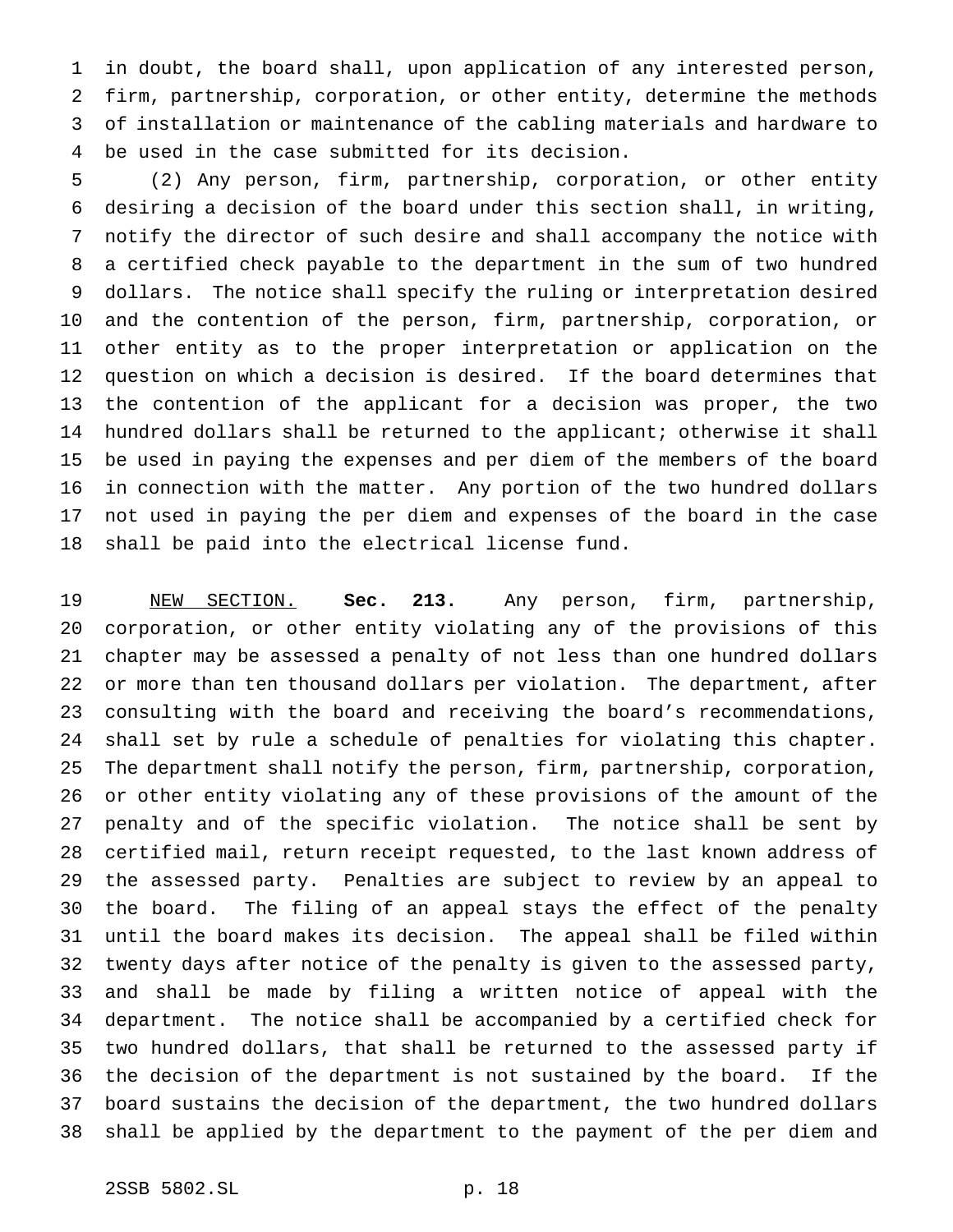in doubt, the board shall, upon application of any interested person, firm, partnership, corporation, or other entity, determine the methods of installation or maintenance of the cabling materials and hardware to be used in the case submitted for its decision.

(2) Any person, firm, partnership, corporation, or other entity desiring a decision of the board under this section shall, in writing, notify the director of such desire and shall accompany the notice with a certified check payable to the department in the sum of two hundred dollars. The notice shall specify the ruling or interpretation desired and the contention of the person, firm, partnership, corporation, or other entity as to the proper interpretation or application on the question on which a decision is desired. If the board determines that the contention of the applicant for a decision was proper, the two hundred dollars shall be returned to the applicant; otherwise it shall be used in paying the expenses and per diem of the members of the board in connection with the matter. Any portion of the two hundred dollars not used in paying the per diem and expenses of the board in the case shall be paid into the electrical license fund.

NEW SECTION. **Sec. 213.** Any person, firm, partnership, corporation, or other entity violating any of the provisions of this chapter may be assessed a penalty of not less than one hundred dollars or more than ten thousand dollars per violation. The department, after consulting with the board and receiving the board's recommendations, shall set by rule a schedule of penalties for violating this chapter. The department shall notify the person, firm, partnership, corporation, or other entity violating any of these provisions of the amount of the penalty and of the specific violation. The notice shall be sent by certified mail, return receipt requested, to the last known address of the assessed party. Penalties are subject to review by an appeal to the board. The filing of an appeal stays the effect of the penalty until the board makes its decision. The appeal shall be filed within twenty days after notice of the penalty is given to the assessed party, and shall be made by filing a written notice of appeal with the department. The notice shall be accompanied by a certified check for two hundred dollars, that shall be returned to the assessed party if the decision of the department is not sustained by the board. If the board sustains the decision of the department, the two hundred dollars shall be applied by the department to the payment of the per diem and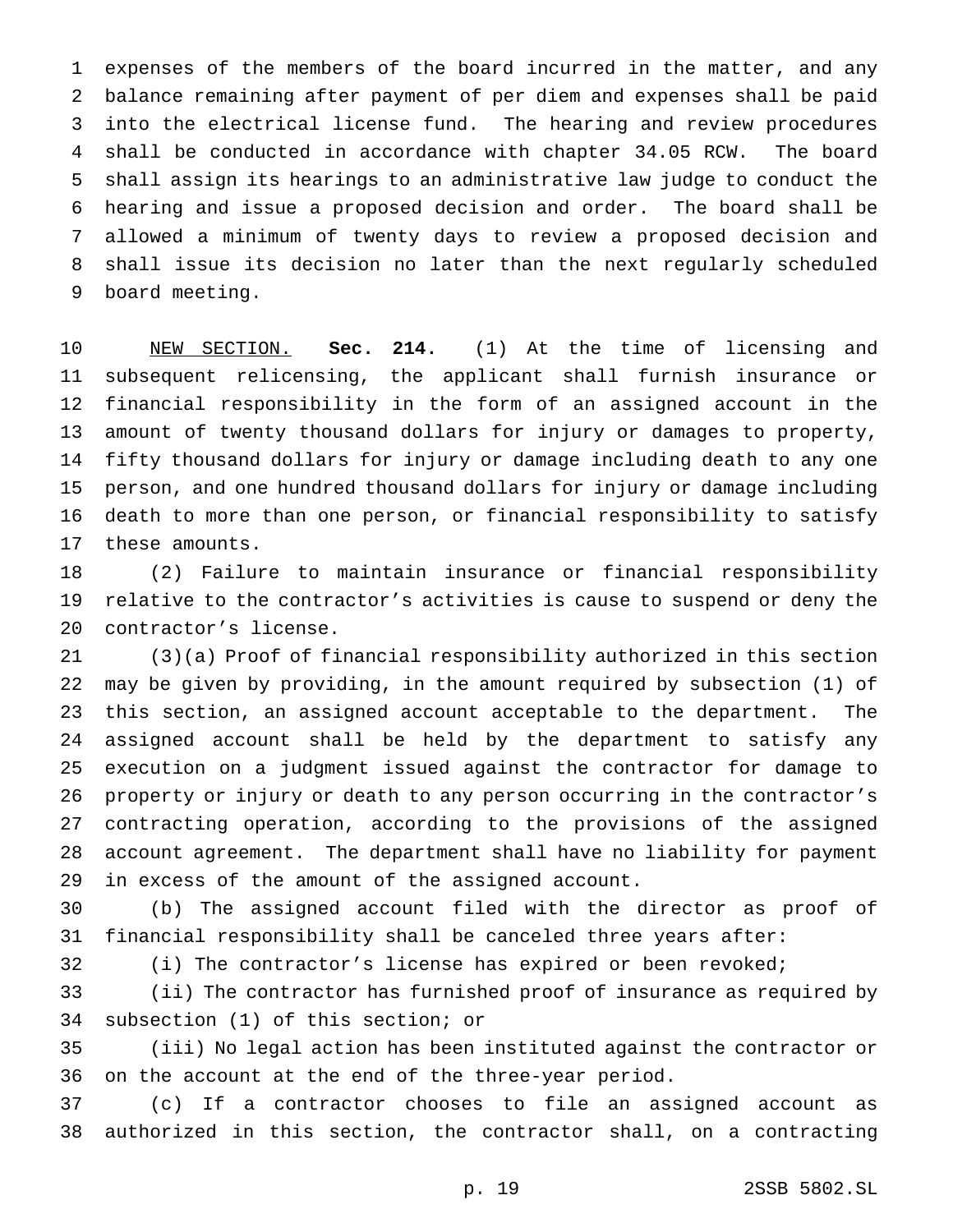expenses of the members of the board incurred in the matter, and any balance remaining after payment of per diem and expenses shall be paid into the electrical license fund. The hearing and review procedures shall be conducted in accordance with chapter 34.05 RCW. The board shall assign its hearings to an administrative law judge to conduct the hearing and issue a proposed decision and order. The board shall be allowed a minimum of twenty days to review a proposed decision and shall issue its decision no later than the next regularly scheduled board meeting.

NEW SECTION. **Sec. 214.** (1) At the time of licensing and subsequent relicensing, the applicant shall furnish insurance or financial responsibility in the form of an assigned account in the amount of twenty thousand dollars for injury or damages to property, fifty thousand dollars for injury or damage including death to any one person, and one hundred thousand dollars for injury or damage including death to more than one person, or financial responsibility to satisfy these amounts.

(2) Failure to maintain insurance or financial responsibility relative to the contractor's activities is cause to suspend or deny the contractor's license.

(3)(a) Proof of financial responsibility authorized in this section may be given by providing, in the amount required by subsection (1) of this section, an assigned account acceptable to the department. The assigned account shall be held by the department to satisfy any execution on a judgment issued against the contractor for damage to property or injury or death to any person occurring in the contractor's contracting operation, according to the provisions of the assigned account agreement. The department shall have no liability for payment in excess of the amount of the assigned account.

(b) The assigned account filed with the director as proof of financial responsibility shall be canceled three years after:

(i) The contractor's license has expired or been revoked;

(ii) The contractor has furnished proof of insurance as required by subsection (1) of this section; or

(iii) No legal action has been instituted against the contractor or on the account at the end of the three-year period.

(c) If a contractor chooses to file an assigned account as authorized in this section, the contractor shall, on a contracting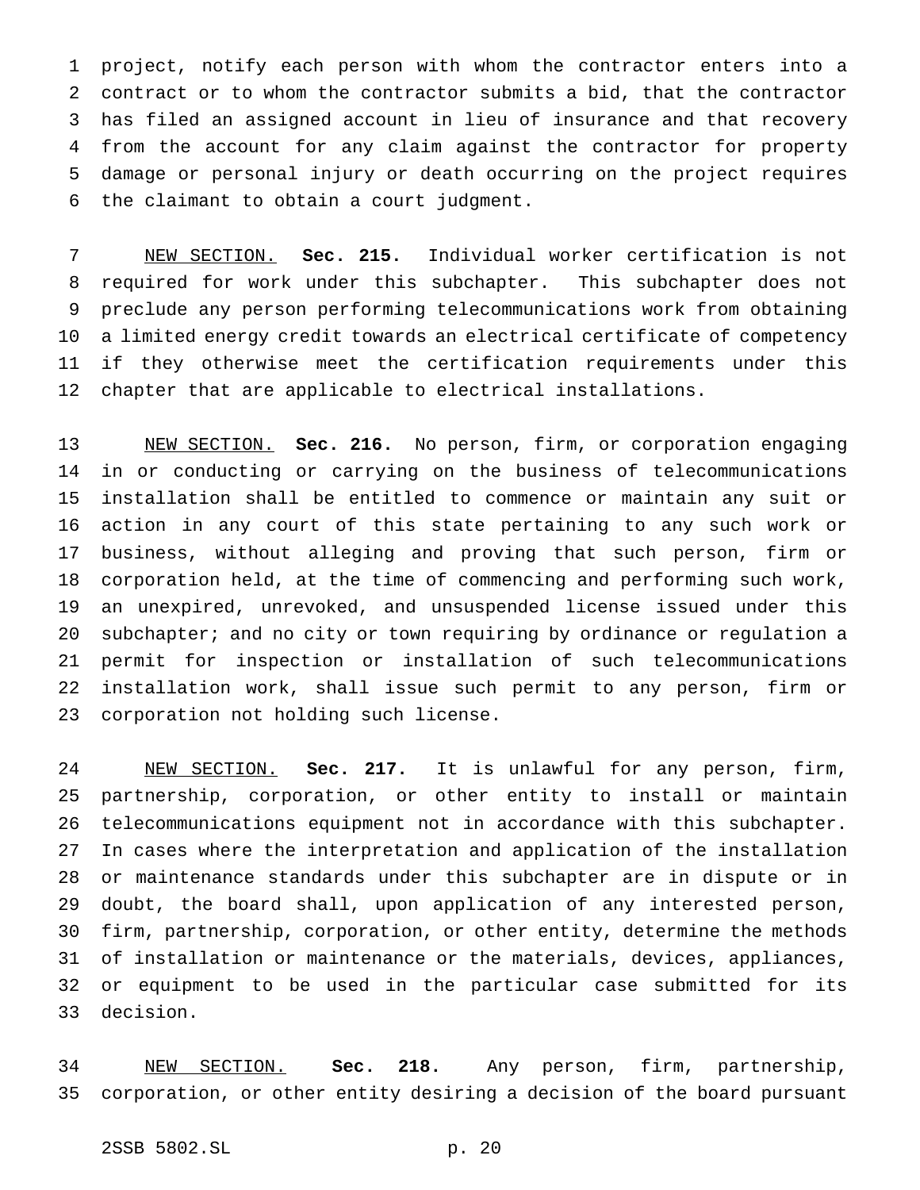project, notify each person with whom the contractor enters into a contract or to whom the contractor submits a bid, that the contractor has filed an assigned account in lieu of insurance and that recovery from the account for any claim against the contractor for property damage or personal injury or death occurring on the project requires the claimant to obtain a court judgment.

NEW SECTION. **Sec. 215.** Individual worker certification is not required for work under this subchapter. This subchapter does not preclude any person performing telecommunications work from obtaining a limited energy credit towards an electrical certificate of competency if they otherwise meet the certification requirements under this chapter that are applicable to electrical installations.

NEW SECTION. **Sec. 216.** No person, firm, or corporation engaging in or conducting or carrying on the business of telecommunications installation shall be entitled to commence or maintain any suit or action in any court of this state pertaining to any such work or business, without alleging and proving that such person, firm or corporation held, at the time of commencing and performing such work, an unexpired, unrevoked, and unsuspended license issued under this subchapter; and no city or town requiring by ordinance or regulation a permit for inspection or installation of such telecommunications installation work, shall issue such permit to any person, firm or corporation not holding such license.

NEW SECTION. **Sec. 217.** It is unlawful for any person, firm, partnership, corporation, or other entity to install or maintain telecommunications equipment not in accordance with this subchapter. In cases where the interpretation and application of the installation or maintenance standards under this subchapter are in dispute or in doubt, the board shall, upon application of any interested person, firm, partnership, corporation, or other entity, determine the methods of installation or maintenance or the materials, devices, appliances, or equipment to be used in the particular case submitted for its decision.

NEW SECTION. **Sec. 218.** Any person, firm, partnership, corporation, or other entity desiring a decision of the board pursuant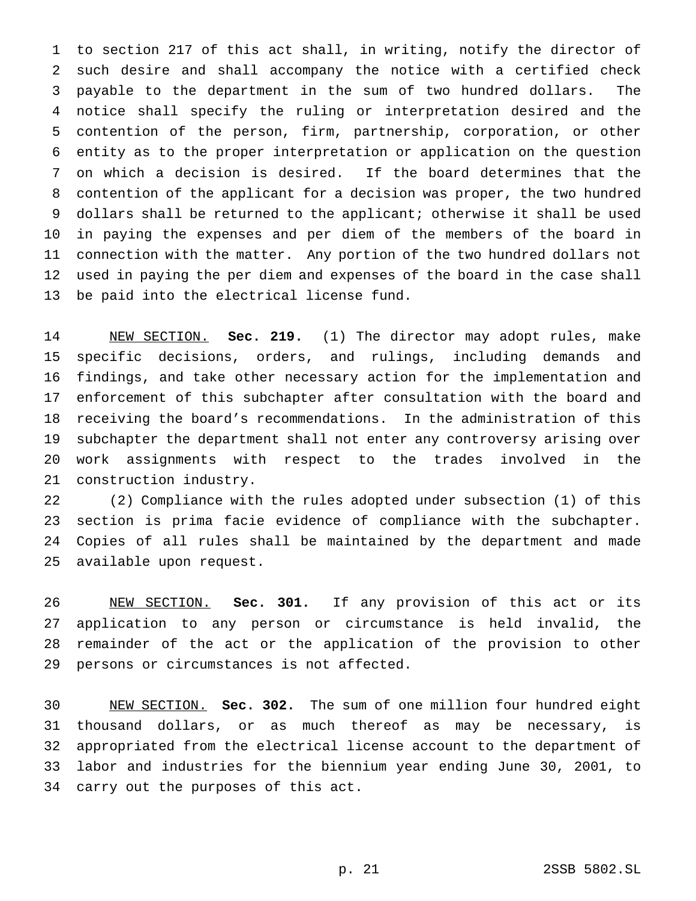to section 217 of this act shall, in writing, notify the director of such desire and shall accompany the notice with a certified check payable to the department in the sum of two hundred dollars. The notice shall specify the ruling or interpretation desired and the contention of the person, firm, partnership, corporation, or other entity as to the proper interpretation or application on the question on which a decision is desired. If the board determines that the contention of the applicant for a decision was proper, the two hundred dollars shall be returned to the applicant; otherwise it shall be used in paying the expenses and per diem of the members of the board in connection with the matter. Any portion of the two hundred dollars not used in paying the per diem and expenses of the board in the case shall be paid into the electrical license fund.

NEW SECTION. **Sec. 219.** (1) The director may adopt rules, make specific decisions, orders, and rulings, including demands and findings, and take other necessary action for the implementation and enforcement of this subchapter after consultation with the board and receiving the board's recommendations. In the administration of this subchapter the department shall not enter any controversy arising over work assignments with respect to the trades involved in the construction industry.

(2) Compliance with the rules adopted under subsection (1) of this section is prima facie evidence of compliance with the subchapter. Copies of all rules shall be maintained by the department and made available upon request.

NEW SECTION. **Sec. 301.** If any provision of this act or its application to any person or circumstance is held invalid, the remainder of the act or the application of the provision to other persons or circumstances is not affected.

NEW SECTION. **Sec. 302.** The sum of one million four hundred eight thousand dollars, or as much thereof as may be necessary, is appropriated from the electrical license account to the department of labor and industries for the biennium year ending June 30, 2001, to carry out the purposes of this act.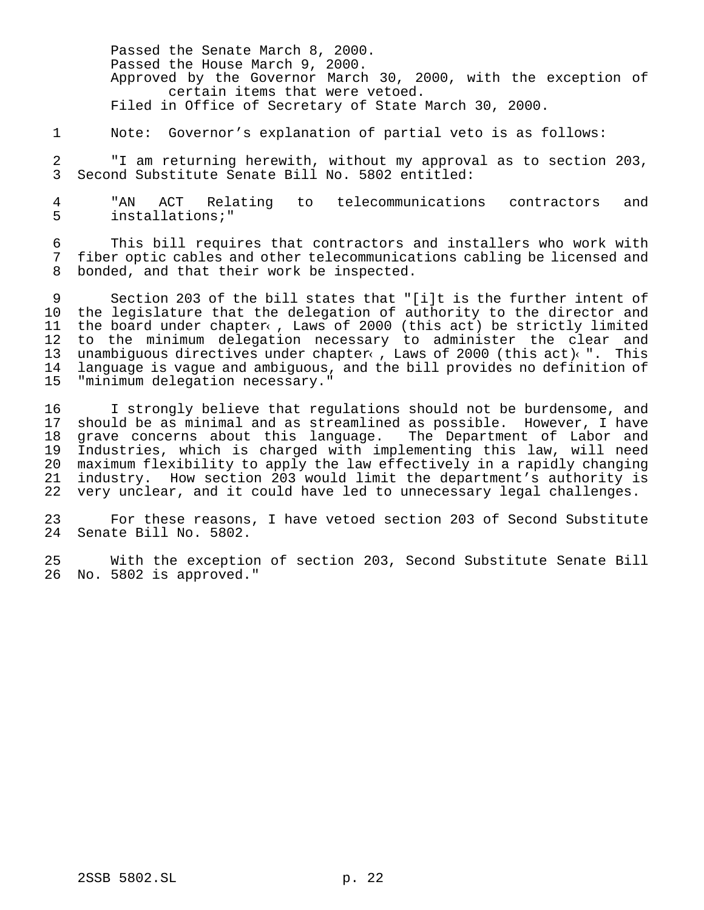Passed the Senate March 8, 2000.
Passed the House March 9, 2000.
Approved by the Governor March 30, 2000, with the exception of certain items that were vetoed.
Filed in Office of Secretary of State March 30, 2000.

Note: Governor's explanation of partial veto is as follows:

"I am returning herewith, without my approval as to section 203, Second Substitute Senate Bill No. 5802 entitled:

"AN ACT Relating to telecommunications contractors and installations;"

This bill requires that contractors and installers who work with fiber optic cables and other telecommunications cabling be licensed and bonded, and that their work be inspected.

Section 203 of the bill states that "[i]t is the further intent of the legislature that the delegation of authority to the director and the board under chapter‹ , Laws of 2000 (this act) be strictly limited to the minimum delegation necessary to administer the clear and unambiguous directives under chapter‹ , Laws of 2000 (this act)‹ ". This language is vague and ambiguous, and the bill provides no definition of "minimum delegation necessary."

I strongly believe that regulations should not be burdensome, and should be as minimal and as streamlined as possible. However, I have grave concerns about this language. The Department of Labor and Industries, which is charged with implementing this law, will need maximum flexibility to apply the law effectively in a rapidly changing industry. How section 203 would limit the department's authority is very unclear, and it could have led to unnecessary legal challenges.

For these reasons, I have vetoed section 203 of Second Substitute Senate Bill No. 5802.

With the exception of section 203, Second Substitute Senate Bill No. 5802 is approved."